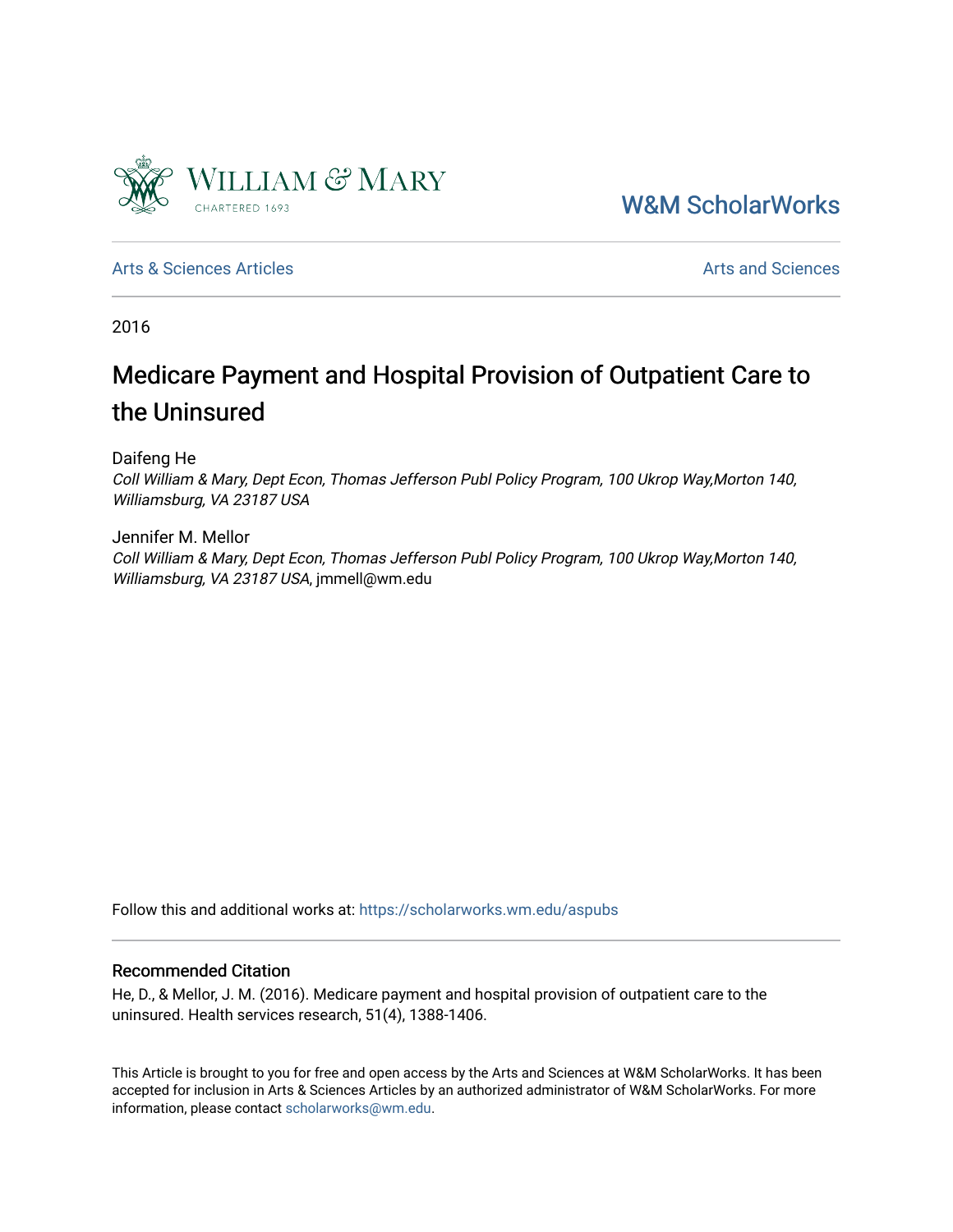William & Mary

CHARTERED 1693

W&M ScholarWorks

Arts & Sciences Articles

Arts and Sciences

2016

# Medicare Payment and Hospital Provision of Outpatient Care to the Uninsured

Daifeng He
*Coll William & Mary, Dept Econ, Thomas Jefferson Publ Policy Program, 100 Ukrop Way,Morton 140, Williamsburg, VA 23187 USA*

Jennifer M. Mellor
*Coll William & Mary, Dept Econ, Thomas Jefferson Publ Policy Program, 100 Ukrop Way,Morton 140, Williamsburg, VA 23187 USA*, jmmell@wm.edu

Follow this and additional works at: https://scholarworks.wm.edu/aspubs

## Recommended Citation

He, D., & Mellor, J. M. (2016). Medicare payment and hospital provision of outpatient care to the uninsured. Health services research, 51(4), 1388-1406.

This Article is brought to you for free and open access by the Arts and Sciences at W&M ScholarWorks. It has been accepted for inclusion in Arts & Sciences Articles by an authorized administrator of W&M ScholarWorks. For more information, please contact scholarworks@wm.edu.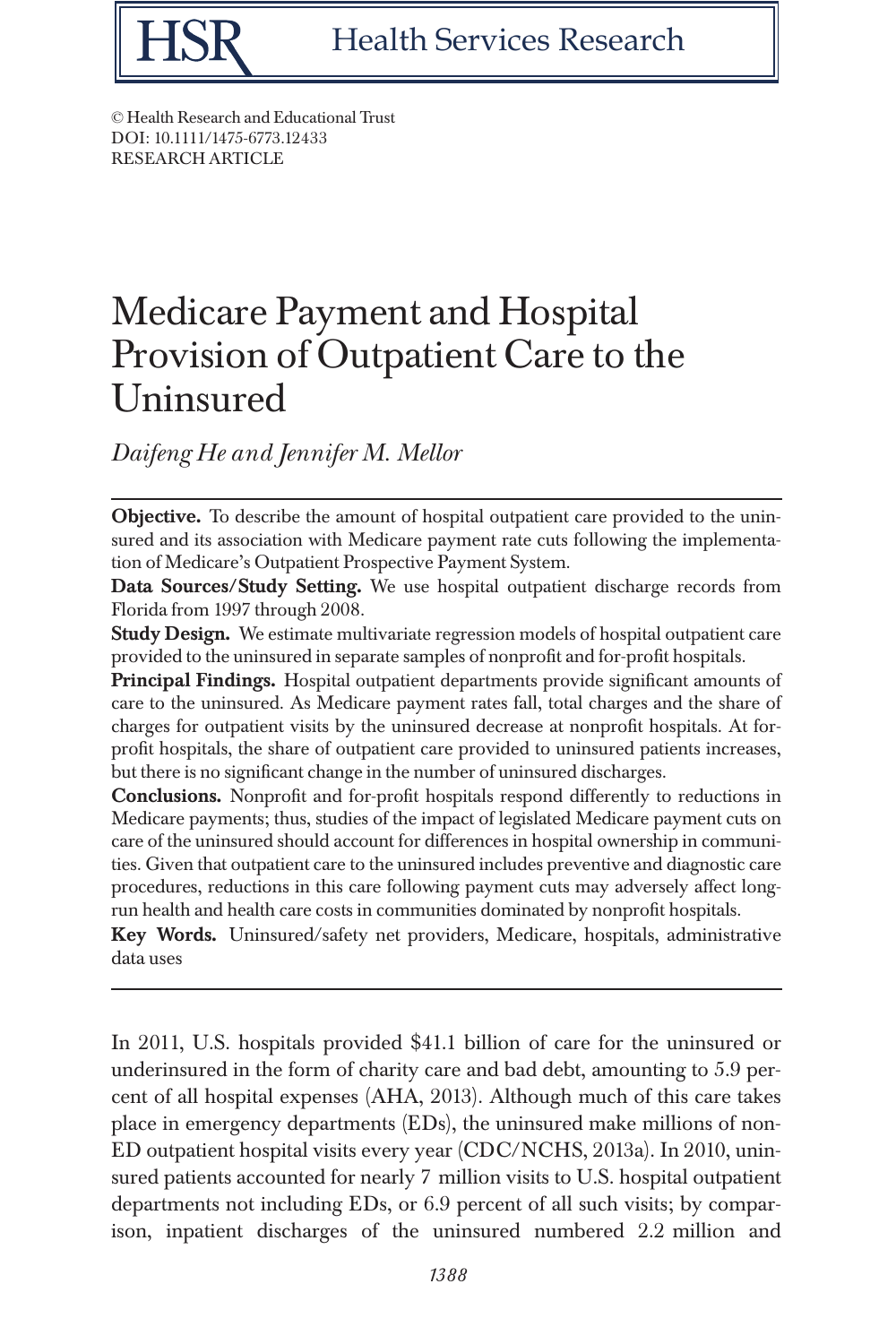© Health Research and Educational Trust
DOI: 10.1111/1475-6773.12433
RESEARCH ARTICLE

# Medicare Payment and Hospital Provision of Outpatient Care to the Uninsured

*Daifeng He and Jennifer M. Mellor*

**Objective.** To describe the amount of hospital outpatient care provided to the uninsured and its association with Medicare payment rate cuts following the implementation of Medicare's Outpatient Prospective Payment System.

**Data Sources/Study Setting.** We use hospital outpatient discharge records from Florida from 1997 through 2008.

**Study Design.** We estimate multivariate regression models of hospital outpatient care provided to the uninsured in separate samples of nonprofit and for-profit hospitals.

**Principal Findings.** Hospital outpatient departments provide significant amounts of care to the uninsured. As Medicare payment rates fall, total charges and the share of charges for outpatient visits by the uninsured decrease at nonprofit hospitals. At for-profit hospitals, the share of outpatient care provided to uninsured patients increases, but there is no significant change in the number of uninsured discharges.

**Conclusions.** Nonprofit and for-profit hospitals respond differently to reductions in Medicare payments; thus, studies of the impact of legislated Medicare payment cuts on care of the uninsured should account for differences in hospital ownership in communities. Given that outpatient care to the uninsured includes preventive and diagnostic care procedures, reductions in this care following payment cuts may adversely affect long-run health and health care costs in communities dominated by nonprofit hospitals.

**Key Words.** Uninsured/safety net providers, Medicare, hospitals, administrative data uses

In 2011, U.S. hospitals provided $41.1 billion of care for the uninsured or underinsured in the form of charity care and bad debt, amounting to 5.9 percent of all hospital expenses (AHA, 2013). Although much of this care takes place in emergency departments (EDs), the uninsured make millions of non-ED outpatient hospital visits every year (CDC/NCHS, 2013a). In 2010, uninsured patients accounted for nearly 7 million visits to U.S. hospital outpatient departments not including EDs, or 6.9 percent of all such visits; by comparison, inpatient discharges of the uninsured numbered 2.2 million and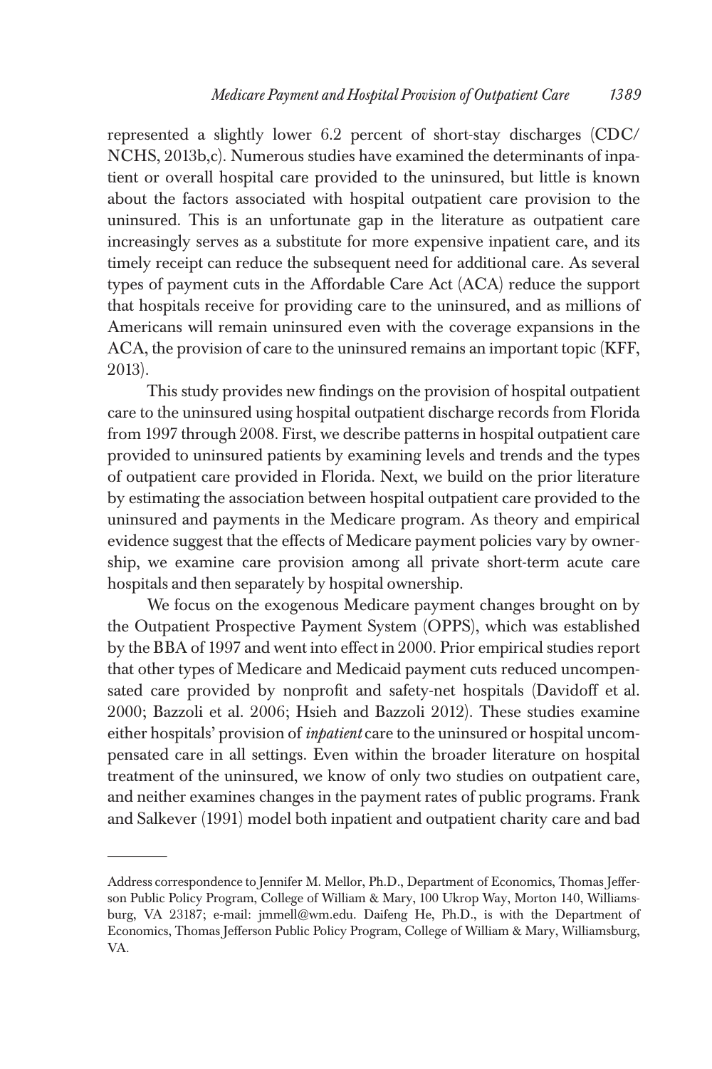represented a slightly lower 6.2 percent of short-stay discharges (CDC/NCHS, 2013b,c). Numerous studies have examined the determinants of inpatient or overall hospital care provided to the uninsured, but little is known about the factors associated with hospital outpatient care provision to the uninsured. This is an unfortunate gap in the literature as outpatient care increasingly serves as a substitute for more expensive inpatient care, and its timely receipt can reduce the subsequent need for additional care. As several types of payment cuts in the Affordable Care Act (ACA) reduce the support that hospitals receive for providing care to the uninsured, and as millions of Americans will remain uninsured even with the coverage expansions in the ACA, the provision of care to the uninsured remains an important topic (KFF, 2013).

This study provides new findings on the provision of hospital outpatient care to the uninsured using hospital outpatient discharge records from Florida from 1997 through 2008. First, we describe patterns in hospital outpatient care provided to uninsured patients by examining levels and trends and the types of outpatient care provided in Florida. Next, we build on the prior literature by estimating the association between hospital outpatient care provided to the uninsured and payments in the Medicare program. As theory and empirical evidence suggest that the effects of Medicare payment policies vary by ownership, we examine care provision among all private short-term acute care hospitals and then separately by hospital ownership.

We focus on the exogenous Medicare payment changes brought on by the Outpatient Prospective Payment System (OPPS), which was established by the BBA of 1997 and went into effect in 2000. Prior empirical studies report that other types of Medicare and Medicaid payment cuts reduced uncompensated care provided by nonprofit and safety-net hospitals (Davidoff et al. 2000; Bazzoli et al. 2006; Hsieh and Bazzoli 2012). These studies examine either hospitals' provision of *inpatient* care to the uninsured or hospital uncompensated care in all settings. Even within the broader literature on hospital treatment of the uninsured, we know of only two studies on outpatient care, and neither examines changes in the payment rates of public programs. Frank and Salkever (1991) model both inpatient and outpatient charity care and bad

---

Address correspondence to Jennifer M. Mellor, Ph.D., Department of Economics, Thomas Jefferson Public Policy Program, College of William & Mary, 100 Ukrop Way, Morton 140, Williamsburg, VA 23187; e-mail: jmmell@wm.edu. Daifeng He, Ph.D., is with the Department of Economics, Thomas Jefferson Public Policy Program, College of William & Mary, Williamsburg, VA.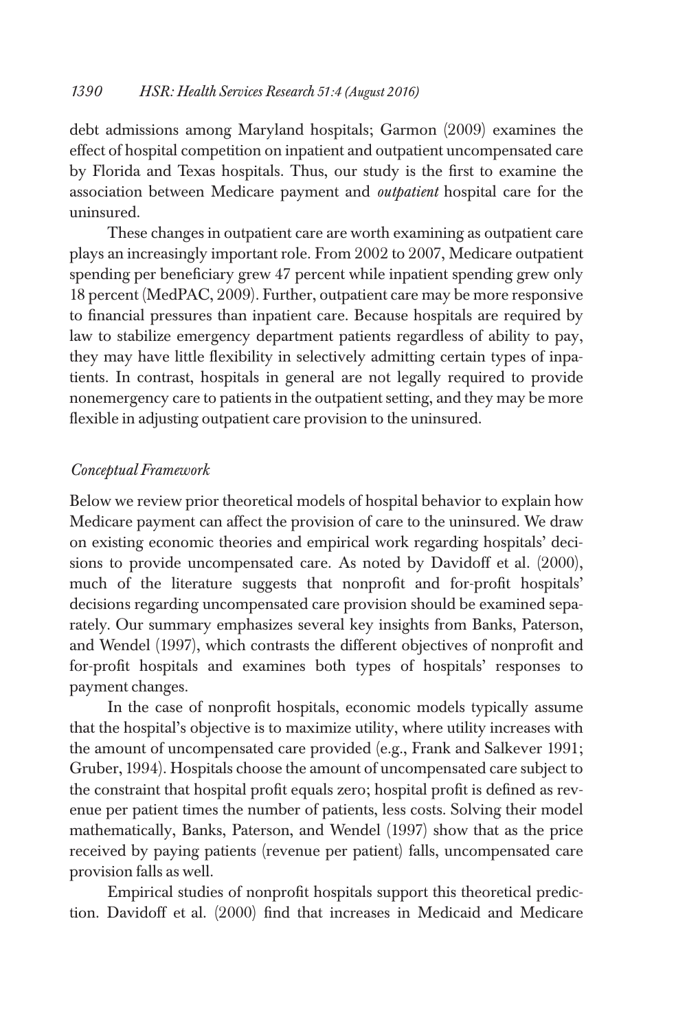debt admissions among Maryland hospitals; Garmon (2009) examines the effect of hospital competition on inpatient and outpatient uncompensated care by Florida and Texas hospitals. Thus, our study is the first to examine the association between Medicare payment and *outpatient* hospital care for the uninsured.

These changes in outpatient care are worth examining as outpatient care plays an increasingly important role. From 2002 to 2007, Medicare outpatient spending per beneficiary grew 47 percent while inpatient spending grew only 18 percent (MedPAC, 2009). Further, outpatient care may be more responsive to financial pressures than inpatient care. Because hospitals are required by law to stabilize emergency department patients regardless of ability to pay, they may have little flexibility in selectively admitting certain types of inpatients. In contrast, hospitals in general are not legally required to provide nonemergency care to patients in the outpatient setting, and they may be more flexible in adjusting outpatient care provision to the uninsured.

### *Conceptual Framework*

Below we review prior theoretical models of hospital behavior to explain how Medicare payment can affect the provision of care to the uninsured. We draw on existing economic theories and empirical work regarding hospitals' decisions to provide uncompensated care. As noted by Davidoff et al. (2000), much of the literature suggests that nonprofit and for-profit hospitals' decisions regarding uncompensated care provision should be examined separately. Our summary emphasizes several key insights from Banks, Paterson, and Wendel (1997), which contrasts the different objectives of nonprofit and for-profit hospitals and examines both types of hospitals' responses to payment changes.

In the case of nonprofit hospitals, economic models typically assume that the hospital's objective is to maximize utility, where utility increases with the amount of uncompensated care provided (e.g., Frank and Salkever 1991; Gruber, 1994). Hospitals choose the amount of uncompensated care subject to the constraint that hospital profit equals zero; hospital profit is defined as revenue per patient times the number of patients, less costs. Solving their model mathematically, Banks, Paterson, and Wendel (1997) show that as the price received by paying patients (revenue per patient) falls, uncompensated care provision falls as well.

Empirical studies of nonprofit hospitals support this theoretical prediction. Davidoff et al. (2000) find that increases in Medicaid and Medicare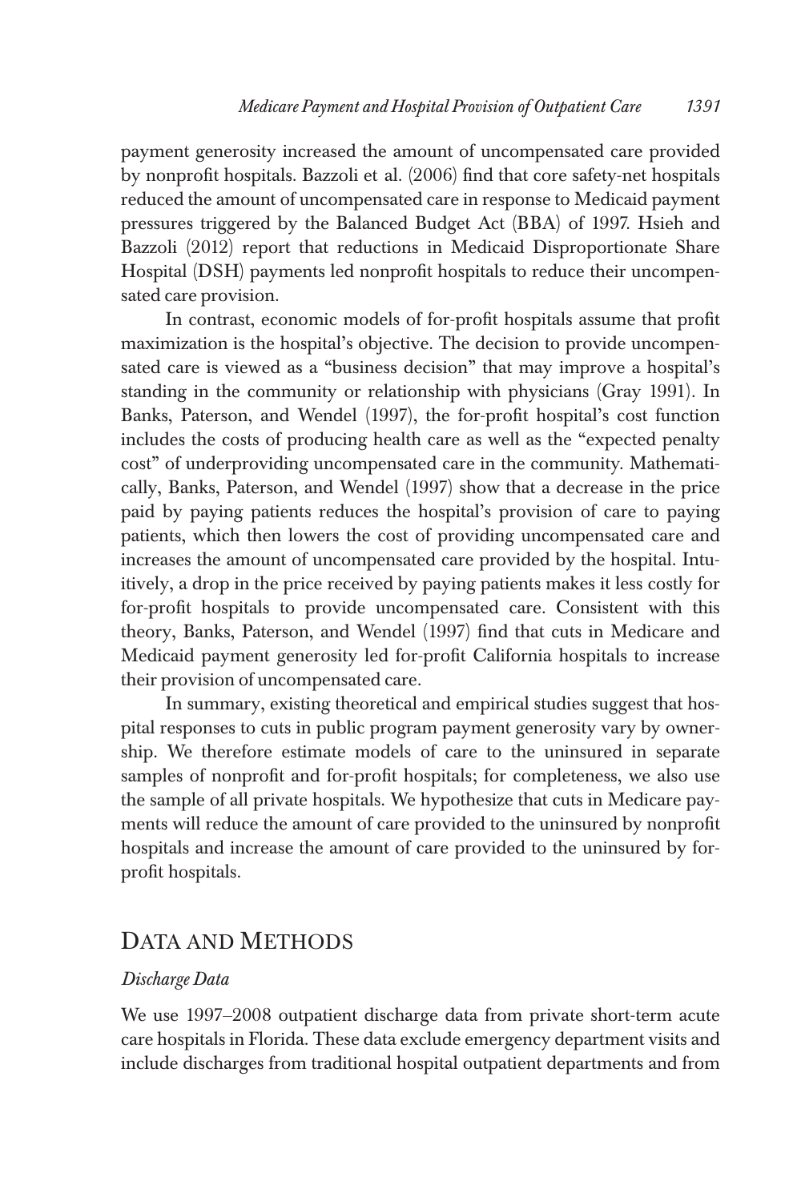payment generosity increased the amount of uncompensated care provided by nonprofit hospitals. Bazzoli et al. (2006) find that core safety-net hospitals reduced the amount of uncompensated care in response to Medicaid payment pressures triggered by the Balanced Budget Act (BBA) of 1997. Hsieh and Bazzoli (2012) report that reductions in Medicaid Disproportionate Share Hospital (DSH) payments led nonprofit hospitals to reduce their uncompensated care provision.

In contrast, economic models of for-profit hospitals assume that profit maximization is the hospital's objective. The decision to provide uncompensated care is viewed as a "business decision" that may improve a hospital's standing in the community or relationship with physicians (Gray 1991). In Banks, Paterson, and Wendel (1997), the for-profit hospital's cost function includes the costs of producing health care as well as the "expected penalty cost" of underproviding uncompensated care in the community. Mathematically, Banks, Paterson, and Wendel (1997) show that a decrease in the price paid by paying patients reduces the hospital's provision of care to paying patients, which then lowers the cost of providing uncompensated care and increases the amount of uncompensated care provided by the hospital. Intuitively, a drop in the price received by paying patients makes it less costly for for-profit hospitals to provide uncompensated care. Consistent with this theory, Banks, Paterson, and Wendel (1997) find that cuts in Medicare and Medicaid payment generosity led for-profit California hospitals to increase their provision of uncompensated care.

In summary, existing theoretical and empirical studies suggest that hospital responses to cuts in public program payment generosity vary by ownership. We therefore estimate models of care to the uninsured in separate samples of nonprofit and for-profit hospitals; for completeness, we also use the sample of all private hospitals. We hypothesize that cuts in Medicare payments will reduce the amount of care provided to the uninsured by nonprofit hospitals and increase the amount of care provided to the uninsured by for-profit hospitals.

## Data and Methods

### *Discharge Data*

We use 1997–2008 outpatient discharge data from private short-term acute care hospitals in Florida. These data exclude emergency department visits and include discharges from traditional hospital outpatient departments and from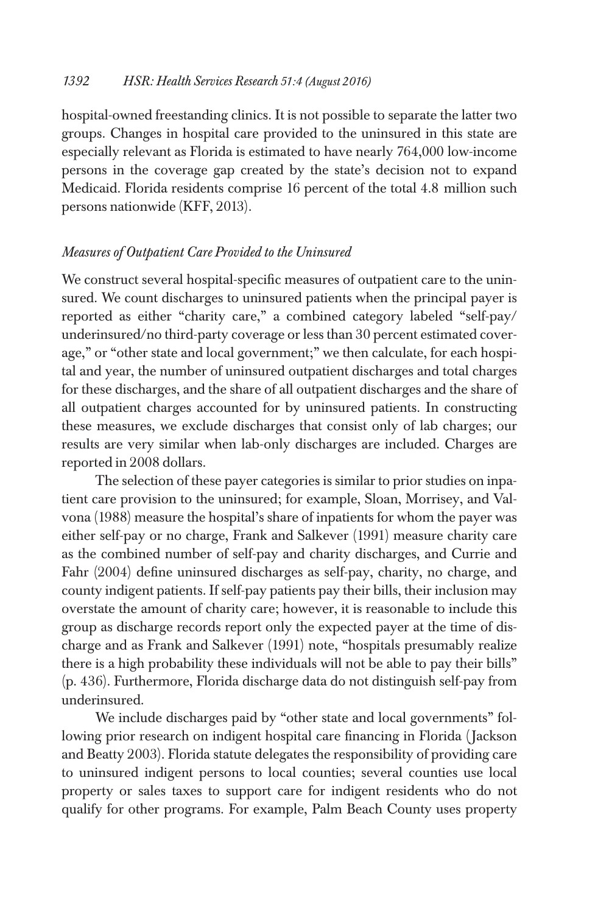hospital-owned freestanding clinics. It is not possible to separate the latter two groups. Changes in hospital care provided to the uninsured in this state are especially relevant as Florida is estimated to have nearly 764,000 low-income persons in the coverage gap created by the state's decision not to expand Medicaid. Florida residents comprise 16 percent of the total 4.8 million such persons nationwide (KFF, 2013).

### *Measures of Outpatient Care Provided to the Uninsured*

We construct several hospital-specific measures of outpatient care to the uninsured. We count discharges to uninsured patients when the principal payer is reported as either "charity care," a combined category labeled "self-pay/underinsured/no third-party coverage or less than 30 percent estimated coverage," or "other state and local government;" we then calculate, for each hospital and year, the number of uninsured outpatient discharges and total charges for these discharges, and the share of all outpatient discharges and the share of all outpatient charges accounted for by uninsured patients. In constructing these measures, we exclude discharges that consist only of lab charges; our results are very similar when lab-only discharges are included. Charges are reported in 2008 dollars.

The selection of these payer categories is similar to prior studies on inpatient care provision to the uninsured; for example, Sloan, Morrisey, and Valvona (1988) measure the hospital's share of inpatients for whom the payer was either self-pay or no charge, Frank and Salkever (1991) measure charity care as the combined number of self-pay and charity discharges, and Currie and Fahr (2004) define uninsured discharges as self-pay, charity, no charge, and county indigent patients. If self-pay patients pay their bills, their inclusion may overstate the amount of charity care; however, it is reasonable to include this group as discharge records report only the expected payer at the time of discharge and as Frank and Salkever (1991) note, "hospitals presumably realize there is a high probability these individuals will not be able to pay their bills" (p. 436). Furthermore, Florida discharge data do not distinguish self-pay from underinsured.

We include discharges paid by "other state and local governments" following prior research on indigent hospital care financing in Florida (Jackson and Beatty 2003). Florida statute delegates the responsibility of providing care to uninsured indigent persons to local counties; several counties use local property or sales taxes to support care for indigent residents who do not qualify for other programs. For example, Palm Beach County uses property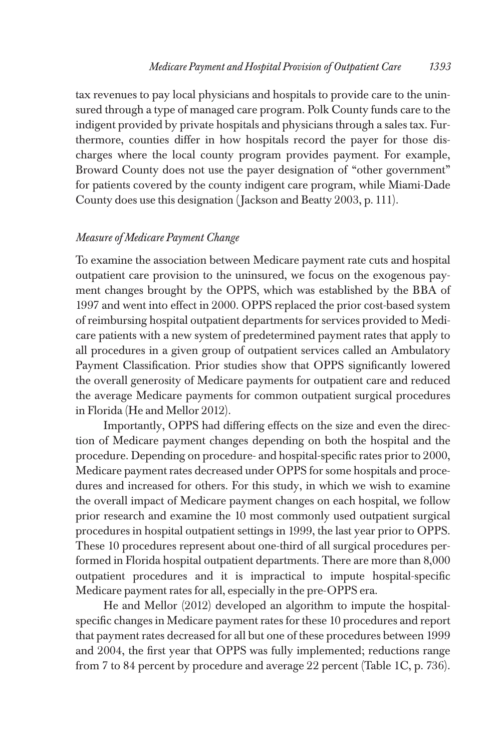tax revenues to pay local physicians and hospitals to provide care to the uninsured through a type of managed care program. Polk County funds care to the indigent provided by private hospitals and physicians through a sales tax. Furthermore, counties differ in how hospitals record the payer for those discharges where the local county program provides payment. For example, Broward County does not use the payer designation of "other government" for patients covered by the county indigent care program, while Miami-Dade County does use this designation (Jackson and Beatty 2003, p. 111).

### *Measure of Medicare Payment Change*

To examine the association between Medicare payment rate cuts and hospital outpatient care provision to the uninsured, we focus on the exogenous payment changes brought by the OPPS, which was established by the BBA of 1997 and went into effect in 2000. OPPS replaced the prior cost-based system of reimbursing hospital outpatient departments for services provided to Medicare patients with a new system of predetermined payment rates that apply to all procedures in a given group of outpatient services called an Ambulatory Payment Classification. Prior studies show that OPPS significantly lowered the overall generosity of Medicare payments for outpatient care and reduced the average Medicare payments for common outpatient surgical procedures in Florida (He and Mellor 2012).

Importantly, OPPS had differing effects on the size and even the direction of Medicare payment changes depending on both the hospital and the procedure. Depending on procedure- and hospital-specific rates prior to 2000, Medicare payment rates decreased under OPPS for some hospitals and procedures and increased for others. For this study, in which we wish to examine the overall impact of Medicare payment changes on each hospital, we follow prior research and examine the 10 most commonly used outpatient surgical procedures in hospital outpatient settings in 1999, the last year prior to OPPS. These 10 procedures represent about one-third of all surgical procedures performed in Florida hospital outpatient departments. There are more than 8,000 outpatient procedures and it is impractical to impute hospital-specific Medicare payment rates for all, especially in the pre-OPPS era.

He and Mellor (2012) developed an algorithm to impute the hospital-specific changes in Medicare payment rates for these 10 procedures and report that payment rates decreased for all but one of these procedures between 1999 and 2004, the first year that OPPS was fully implemented; reductions range from 7 to 84 percent by procedure and average 22 percent (Table 1C, p. 736).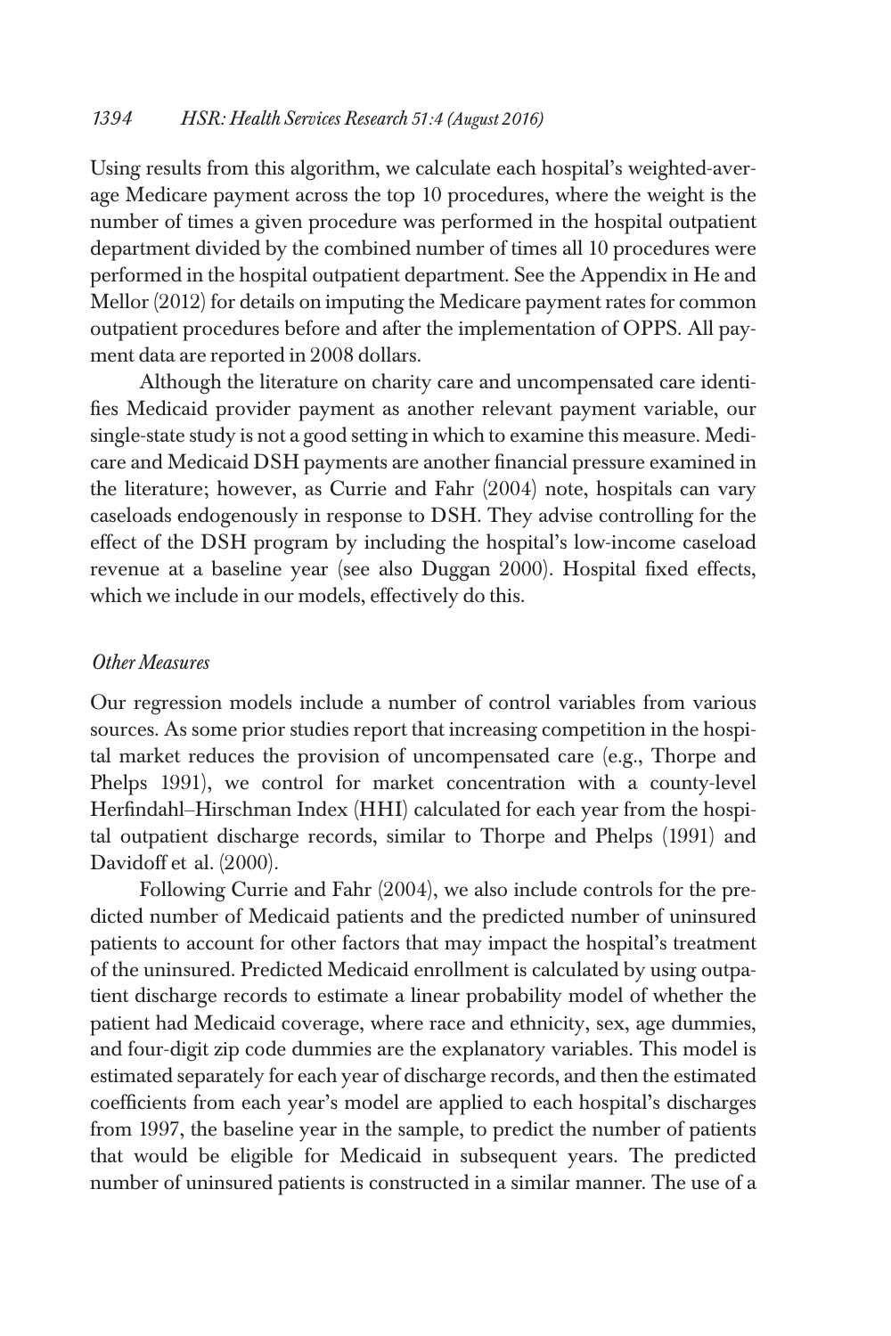Using results from this algorithm, we calculate each hospital's weighted-average Medicare payment across the top 10 procedures, where the weight is the number of times a given procedure was performed in the hospital outpatient department divided by the combined number of times all 10 procedures were performed in the hospital outpatient department. See the Appendix in He and Mellor (2012) for details on imputing the Medicare payment rates for common outpatient procedures before and after the implementation of OPPS. All payment data are reported in 2008 dollars.

Although the literature on charity care and uncompensated care identifies Medicaid provider payment as another relevant payment variable, our single-state study is not a good setting in which to examine this measure. Medicare and Medicaid DSH payments are another financial pressure examined in the literature; however, as Currie and Fahr (2004) note, hospitals can vary caseloads endogenously in response to DSH. They advise controlling for the effect of the DSH program by including the hospital's low-income caseload revenue at a baseline year (see also Duggan 2000). Hospital fixed effects, which we include in our models, effectively do this.

### *Other Measures*

Our regression models include a number of control variables from various sources. As some prior studies report that increasing competition in the hospital market reduces the provision of uncompensated care (e.g., Thorpe and Phelps 1991), we control for market concentration with a county-level Herfindahl–Hirschman Index (HHI) calculated for each year from the hospital outpatient discharge records, similar to Thorpe and Phelps (1991) and Davidoff et al. (2000).

Following Currie and Fahr (2004), we also include controls for the predicted number of Medicaid patients and the predicted number of uninsured patients to account for other factors that may impact the hospital's treatment of the uninsured. Predicted Medicaid enrollment is calculated by using outpatient discharge records to estimate a linear probability model of whether the patient had Medicaid coverage, where race and ethnicity, sex, age dummies, and four-digit zip code dummies are the explanatory variables. This model is estimated separately for each year of discharge records, and then the estimated coefficients from each year's model are applied to each hospital's discharges from 1997, the baseline year in the sample, to predict the number of patients that would be eligible for Medicaid in subsequent years. The predicted number of uninsured patients is constructed in a similar manner. The use of a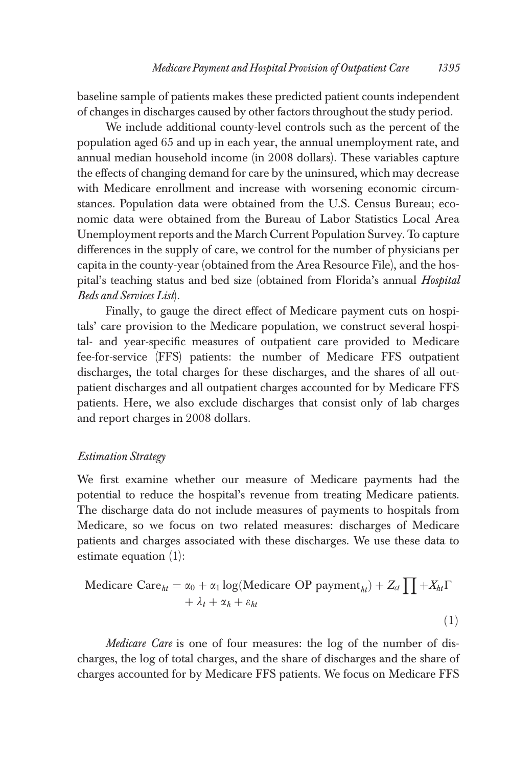baseline sample of patients makes these predicted patient counts independent of changes in discharges caused by other factors throughout the study period.

We include additional county-level controls such as the percent of the population aged 65 and up in each year, the annual unemployment rate, and annual median household income (in 2008 dollars). These variables capture the effects of changing demand for care by the uninsured, which may decrease with Medicare enrollment and increase with worsening economic circumstances. Population data were obtained from the U.S. Census Bureau; economic data were obtained from the Bureau of Labor Statistics Local Area Unemployment reports and the March Current Population Survey. To capture differences in the supply of care, we control for the number of physicians per capita in the county-year (obtained from the Area Resource File), and the hospital's teaching status and bed size (obtained from Florida's annual *Hospital Beds and Services List*).

Finally, to gauge the direct effect of Medicare payment cuts on hospitals' care provision to the Medicare population, we construct several hospital- and year-specific measures of outpatient care provided to Medicare fee-for-service (FFS) patients: the number of Medicare FFS outpatient discharges, the total charges for these discharges, and the shares of all outpatient discharges and all outpatient charges accounted for by Medicare FFS patients. Here, we also exclude discharges that consist only of lab charges and report charges in 2008 dollars.

### *Estimation Strategy*

We first examine whether our measure of Medicare payments had the potential to reduce the hospital's revenue from treating Medicare patients. The discharge data do not include measures of payments to hospitals from Medicare, so we focus on two related measures: discharges of Medicare patients and charges associated with these discharges. We use these data to estimate equation (1):

$$\text{Medicare Care}_{ht} = \alpha_0 + \alpha_1 \log(\text{Medicare OP payment}_{ht}) + Z_{ct} \prod + X_{ht}\Gamma + \lambda_t + \alpha_h + \varepsilon_{ht} \tag{1}$$

*Medicare Care* is one of four measures: the log of the number of discharges, the log of total charges, and the share of discharges and the share of charges accounted for by Medicare FFS patients. We focus on Medicare FFS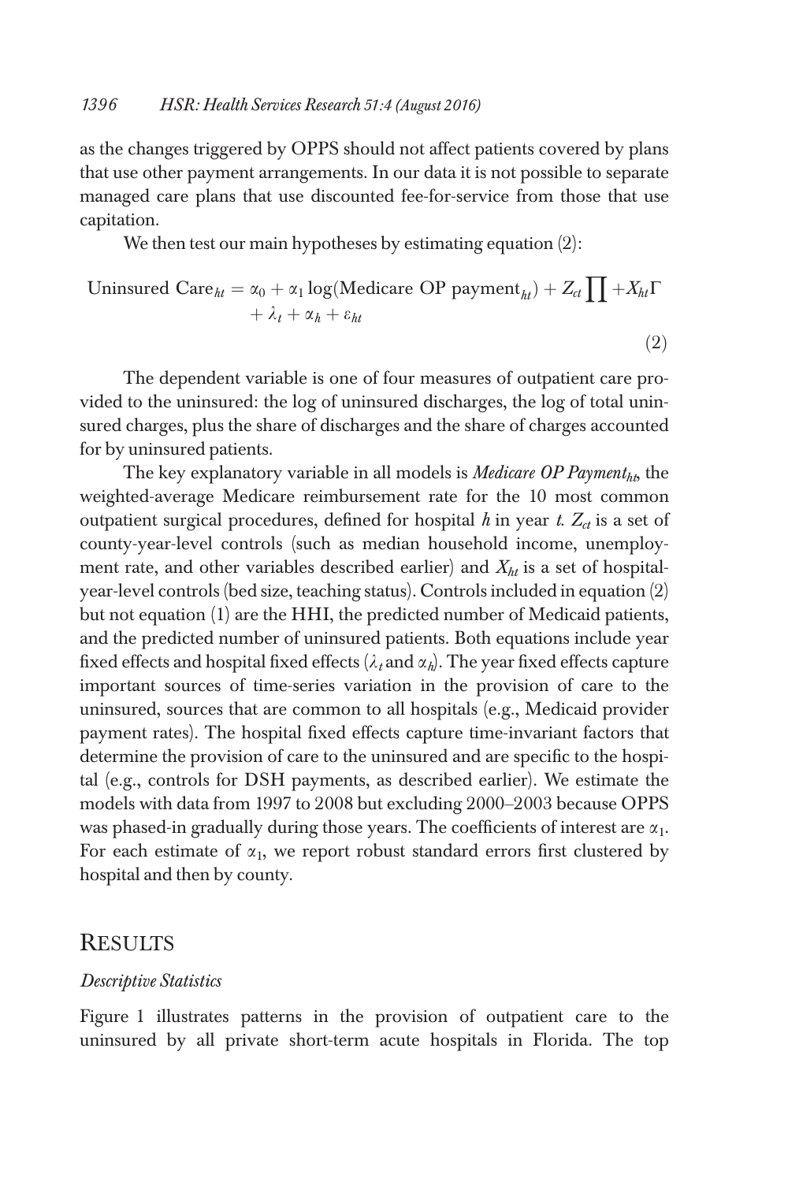as the changes triggered by OPPS should not affect patients covered by plans that use other payment arrangements. In our data it is not possible to separate managed care plans that use discounted fee-for-service from those that use capitation.

We then test our main hypotheses by estimating equation (2):

$$\text{Uninsured Care}_{ht} = \alpha_0 + \alpha_1 \log(\text{Medicare OP payment}_{ht}) + Z_{ct}\prod + X_{ht}\Gamma + \lambda_t + \alpha_h + \varepsilon_{ht} \tag{2}$$

The dependent variable is one of four measures of outpatient care provided to the uninsured: the log of uninsured discharges, the log of total uninsured charges, plus the share of discharges and the share of charges accounted for by uninsured patients.

The key explanatory variable in all models is *Medicare OP Payment*$_{ht}$, the weighted-average Medicare reimbursement rate for the 10 most common outpatient surgical procedures, defined for hospital $h$ in year $t$. $Z_{ct}$ is a set of county-year-level controls (such as median household income, unemployment rate, and other variables described earlier) and $X_{ht}$ is a set of hospital-year-level controls (bed size, teaching status). Controls included in equation (2) but not equation (1) are the HHI, the predicted number of Medicaid patients, and the predicted number of uninsured patients. Both equations include year fixed effects and hospital fixed effects ($\lambda_t$ and $\alpha_h$). The year fixed effects capture important sources of time-series variation in the provision of care to the uninsured, sources that are common to all hospitals (e.g., Medicaid provider payment rates). The hospital fixed effects capture time-invariant factors that determine the provision of care to the uninsured and are specific to the hospital (e.g., controls for DSH payments, as described earlier). We estimate the models with data from 1997 to 2008 but excluding 2000–2003 because OPPS was phased-in gradually during those years. The coefficients of interest are $\alpha_1$. For each estimate of $\alpha_1$, we report robust standard errors first clustered by hospital and then by county.

## Results

### *Descriptive Statistics*

Figure 1 illustrates patterns in the provision of outpatient care to the uninsured by all private short-term acute hospitals in Florida. The top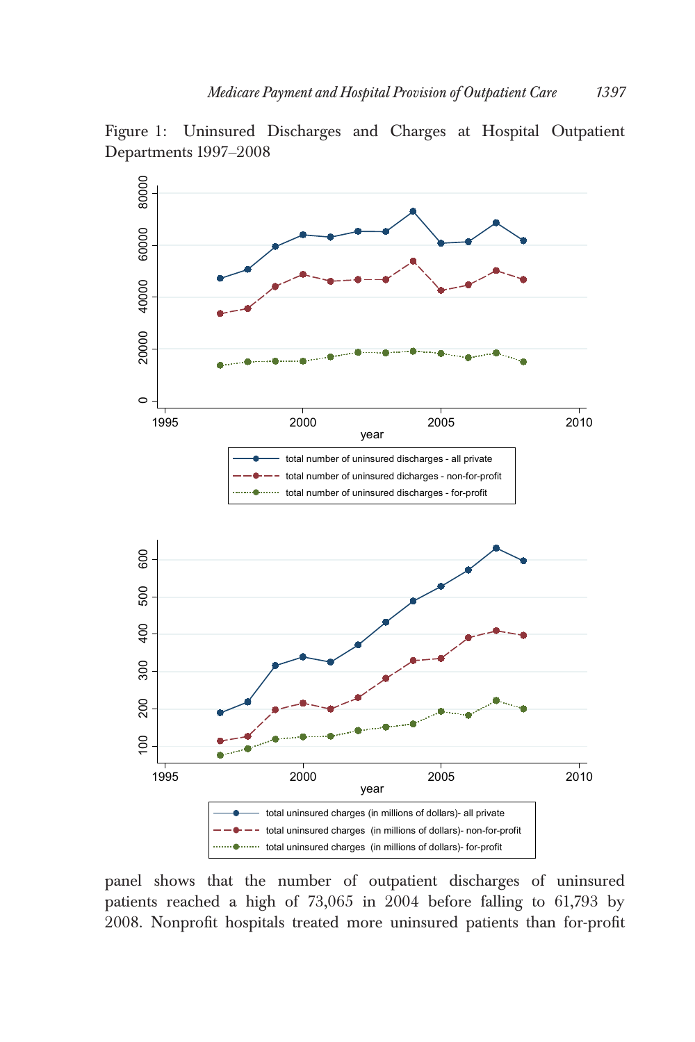Figure 1: Uninsured Discharges and Charges at Hospital Outpatient Departments 1997–2008

panel shows that the number of outpatient discharges of uninsured patients reached a high of 73,065 in 2004 before falling to 61,793 by 2008. Nonprofit hospitals treated more uninsured patients than for-profit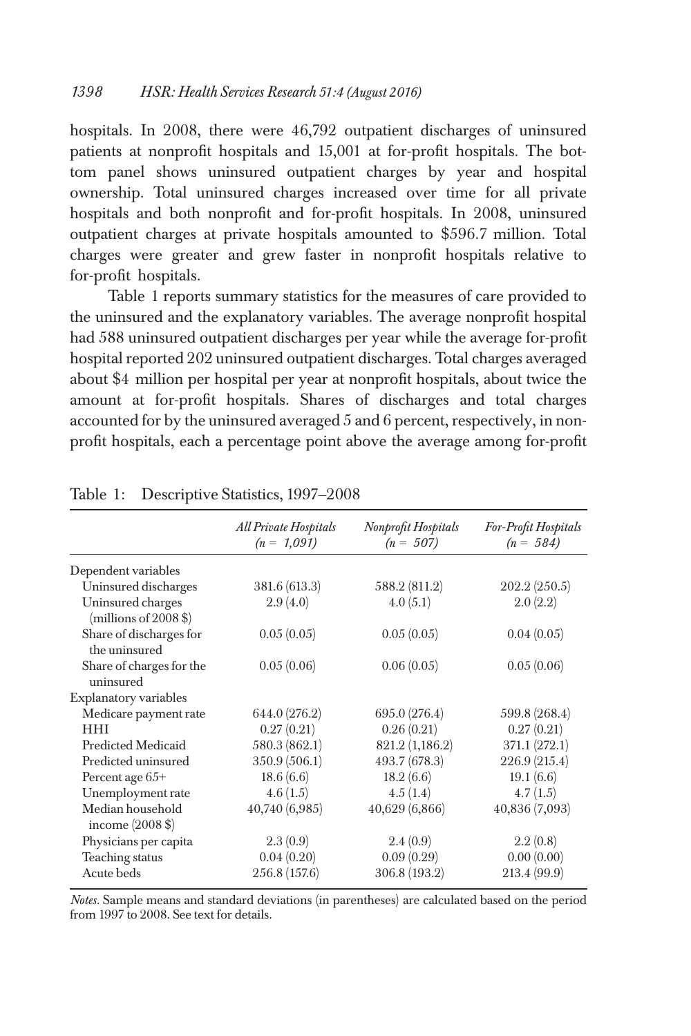hospitals. In 2008, there were 46,792 outpatient discharges of uninsured patients at nonprofit hospitals and 15,001 at for-profit hospitals. The bottom panel shows uninsured outpatient charges by year and hospital ownership. Total uninsured charges increased over time for all private hospitals and both nonprofit and for-profit hospitals. In 2008, uninsured outpatient charges at private hospitals amounted to $596.7 million. Total charges were greater and grew faster in nonprofit hospitals relative to for-profit hospitals.

Table 1 reports summary statistics for the measures of care provided to the uninsured and the explanatory variables. The average nonprofit hospital had 588 uninsured outpatient discharges per year while the average for-profit hospital reported 202 uninsured outpatient discharges. Total charges averaged about $4 million per hospital per year at nonprofit hospitals, about twice the amount at for-profit hospitals. Shares of discharges and total charges accounted for by the uninsured averaged 5 and 6 percent, respectively, in nonprofit hospitals, each a percentage point above the average among for-profit

Table 1: Descriptive Statistics, 1997–2008

| | *All Private Hospitals (n = 1,091)* | *Nonprofit Hospitals (n = 507)* | *For-Profit Hospitals (n = 584)* |
|---|---|---|---|
| Dependent variables | | | |
| Uninsured discharges | 381.6 (613.3) | 588.2 (811.2) | 202.2 (250.5) |
| Uninsured charges (millions of 2008 $) | 2.9 (4.0) | 4.0 (5.1) | 2.0 (2.2) |
| Share of discharges for the uninsured | 0.05 (0.05) | 0.05 (0.05) | 0.04 (0.05) |
| Share of charges for the uninsured | 0.05 (0.06) | 0.06 (0.05) | 0.05 (0.06) |
| Explanatory variables | | | |
| Medicare payment rate | 644.0 (276.2) | 695.0 (276.4) | 599.8 (268.4) |
| HHI | 0.27 (0.21) | 0.26 (0.21) | 0.27 (0.21) |
| Predicted Medicaid | 580.3 (862.1) | 821.2 (1,186.2) | 371.1 (272.1) |
| Predicted uninsured | 350.9 (506.1) | 493.7 (678.3) | 226.9 (215.4) |
| Percent age 65+ | 18.6 (6.6) | 18.2 (6.6) | 19.1 (6.6) |
| Unemployment rate | 4.6 (1.5) | 4.5 (1.4) | 4.7 (1.5) |
| Median household income (2008 $) | 40,740 (6,985) | 40,629 (6,866) | 40,836 (7,093) |
| Physicians per capita | 2.3 (0.9) | 2.4 (0.9) | 2.2 (0.8) |
| Teaching status | 0.04 (0.20) | 0.09 (0.29) | 0.00 (0.00) |
| Acute beds | 256.8 (157.6) | 306.8 (193.2) | 213.4 (99.9) |

*Notes*. Sample means and standard deviations (in parentheses) are calculated based on the period from 1997 to 2008. See text for details.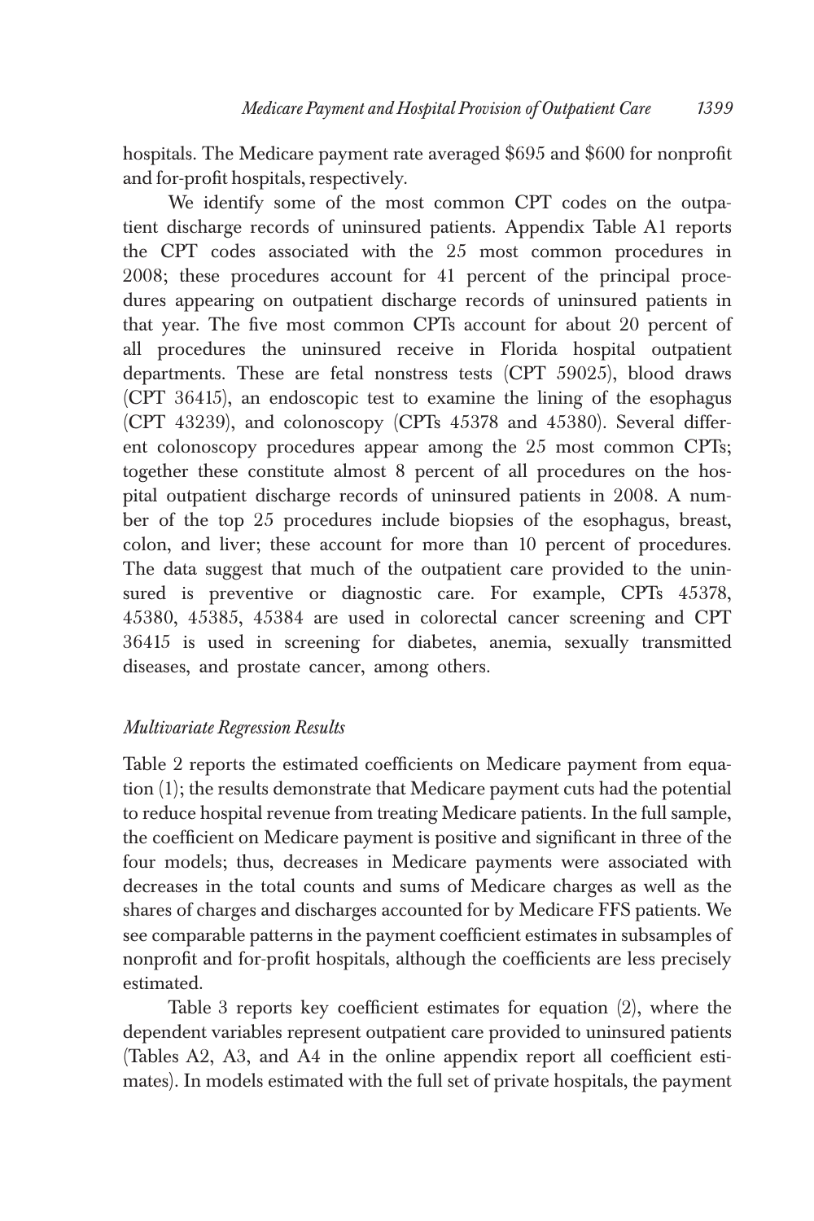hospitals. The Medicare payment rate averaged $695 and $600 for nonprofit and for-profit hospitals, respectively.

We identify some of the most common CPT codes on the outpatient discharge records of uninsured patients. Appendix Table A1 reports the CPT codes associated with the 25 most common procedures in 2008; these procedures account for 41 percent of the principal procedures appearing on outpatient discharge records of uninsured patients in that year. The five most common CPTs account for about 20 percent of all procedures the uninsured receive in Florida hospital outpatient departments. These are fetal nonstress tests (CPT 59025), blood draws (CPT 36415), an endoscopic test to examine the lining of the esophagus (CPT 43239), and colonoscopy (CPTs 45378 and 45380). Several different colonoscopy procedures appear among the 25 most common CPTs; together these constitute almost 8 percent of all procedures on the hospital outpatient discharge records of uninsured patients in 2008. A number of the top 25 procedures include biopsies of the esophagus, breast, colon, and liver; these account for more than 10 percent of procedures. The data suggest that much of the outpatient care provided to the uninsured is preventive or diagnostic care. For example, CPTs 45378, 45380, 45385, 45384 are used in colorectal cancer screening and CPT 36415 is used in screening for diabetes, anemia, sexually transmitted diseases, and prostate cancer, among others.

### *Multivariate Regression Results*

Table 2 reports the estimated coefficients on Medicare payment from equation (1); the results demonstrate that Medicare payment cuts had the potential to reduce hospital revenue from treating Medicare patients. In the full sample, the coefficient on Medicare payment is positive and significant in three of the four models; thus, decreases in Medicare payments were associated with decreases in the total counts and sums of Medicare charges as well as the shares of charges and discharges accounted for by Medicare FFS patients. We see comparable patterns in the payment coefficient estimates in subsamples of nonprofit and for-profit hospitals, although the coefficients are less precisely estimated.

Table 3 reports key coefficient estimates for equation (2), where the dependent variables represent outpatient care provided to uninsured patients (Tables A2, A3, and A4 in the online appendix report all coefficient estimates). In models estimated with the full set of private hospitals, the payment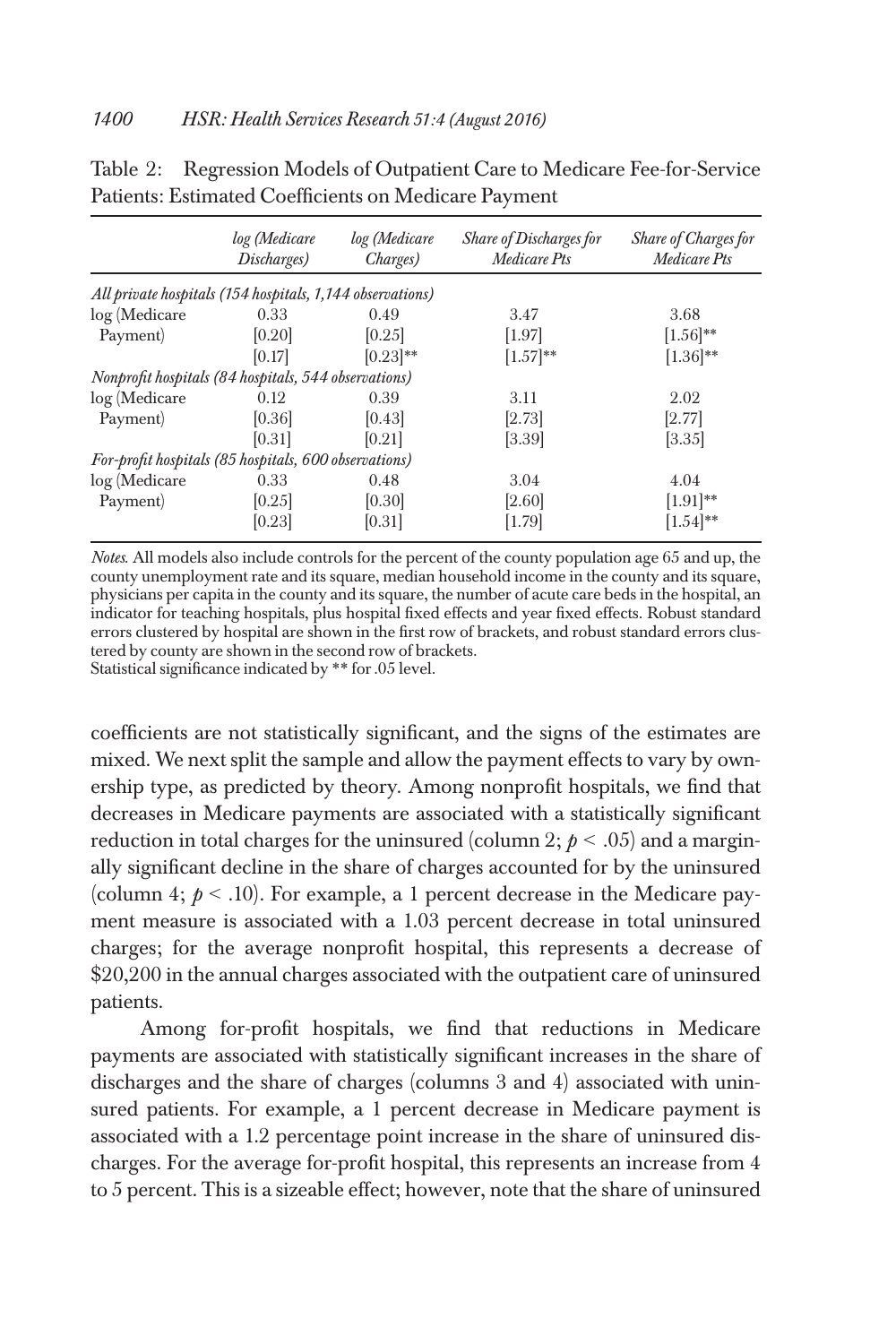Table 2: Regression Models of Outpatient Care to Medicare Fee-for-Service Patients: Estimated Coefficients on Medicare Payment

| | *log (Medicare Discharges)* | *log (Medicare Charges)* | *Share of Discharges for Medicare Pts* | *Share of Charges for Medicare Pts* |
|---|---|---|---|---|
| *All private hospitals (154 hospitals, 1,144 observations)* | | | | |
| log (Medicare Payment) | 0.33 | 0.49 | 3.47 | 3.68 |
| | [0.20] | [0.25] | [1.97] | [1.56]** |
| | [0.17] | [0.23]** | [1.57]** | [1.36]** |
| *Nonprofit hospitals (84 hospitals, 544 observations)* | | | | |
| log (Medicare Payment) | 0.12 | 0.39 | 3.11 | 2.02 |
| | [0.36] | [0.43] | [2.73] | [2.77] |
| | [0.31] | [0.21] | [3.39] | [3.35] |
| *For-profit hospitals (85 hospitals, 600 observations)* | | | | |
| log (Medicare Payment) | 0.33 | 0.48 | 3.04 | 4.04 |
| | [0.25] | [0.30] | [2.60] | [1.91]** |
| | [0.23] | [0.31] | [1.79] | [1.54]** |

*Notes.* All models also include controls for the percent of the county population age 65 and up, the county unemployment rate and its square, median household income in the county and its square, physicians per capita in the county and its square, the number of acute care beds in the hospital, an indicator for teaching hospitals, plus hospital fixed effects and year fixed effects. Robust standard errors clustered by hospital are shown in the first row of brackets, and robust standard errors clustered by county are shown in the second row of brackets.
Statistical significance indicated by ** for .05 level.

coefficients are not statistically significant, and the signs of the estimates are mixed. We next split the sample and allow the payment effects to vary by ownership type, as predicted by theory. Among nonprofit hospitals, we find that decreases in Medicare payments are associated with a statistically significant reduction in total charges for the uninsured (column 2; $p < .05$) and a marginally significant decline in the share of charges accounted for by the uninsured (column 4; $p < .10$). For example, a 1 percent decrease in the Medicare payment measure is associated with a 1.03 percent decrease in total uninsured charges; for the average nonprofit hospital, this represents a decrease of \$20,200 in the annual charges associated with the outpatient care of uninsured patients.

Among for-profit hospitals, we find that reductions in Medicare payments are associated with statistically significant increases in the share of discharges and the share of charges (columns 3 and 4) associated with uninsured patients. For example, a 1 percent decrease in Medicare payment is associated with a 1.2 percentage point increase in the share of uninsured discharges. For the average for-profit hospital, this represents an increase from 4 to 5 percent. This is a sizeable effect; however, note that the share of uninsured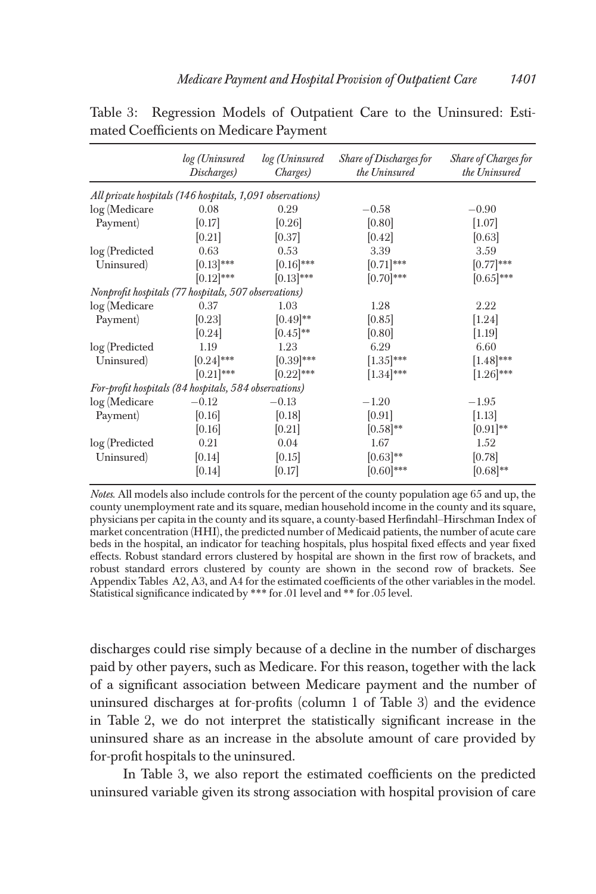Table 3: Regression Models of Outpatient Care to the Uninsured: Estimated Coefficients on Medicare Payment

| | *log (Uninsured Discharges)* | *log (Uninsured Charges)* | *Share of Discharges for the Uninsured* | *Share of Charges for the Uninsured* |
|---|---|---|---|---|
| *All private hospitals (146 hospitals, 1,091 observations)* | | | | |
| log (Medicare Payment) | 0.08 | 0.29 | −0.58 | −0.90 |
| | [0.17] | [0.26] | [0.80] | [1.07] |
| | [0.21] | [0.37] | [0.42] | [0.63] |
| log (Predicted Uninsured) | 0.63 | 0.53 | 3.39 | 3.59 |
| | [0.13]*** | [0.16]*** | [0.71]*** | [0.77]*** |
| | [0.12]*** | [0.13]*** | [0.70]*** | [0.65]*** |
| *Nonprofit hospitals (77 hospitals, 507 observations)* | | | | |
| log (Medicare Payment) | 0.37 | 1.03 | 1.28 | 2.22 |
| | [0.23] | [0.49]** | [0.85] | [1.24] |
| | [0.24] | [0.45]** | [0.80] | [1.19] |
| log (Predicted Uninsured) | 1.19 | 1.23 | 6.29 | 6.60 |
| | [0.24]*** | [0.39]*** | [1.35]*** | [1.48]*** |
| | [0.21]*** | [0.22]*** | [1.34]*** | [1.26]*** |
| *For-profit hospitals (84 hospitals, 584 observations)* | | | | |
| log (Medicare Payment) | −0.12 | −0.13 | −1.20 | −1.95 |
| | [0.16] | [0.18] | [0.91] | [1.13] |
| | [0.16] | [0.21] | [0.58]** | [0.91]** |
| log (Predicted Uninsured) | 0.21 | 0.04 | 1.67 | 1.52 |
| | [0.14] | [0.15] | [0.63]** | [0.78] |
| | [0.14] | [0.17] | [0.60]*** | [0.68]** |

*Notes.* All models also include controls for the percent of the county population age 65 and up, the county unemployment rate and its square, median household income in the county and its square, physicians per capita in the county and its square, a county-based Herfindahl–Hirschman Index of market concentration (HHI), the predicted number of Medicaid patients, the number of acute care beds in the hospital, an indicator for teaching hospitals, plus hospital fixed effects and year fixed effects. Robust standard errors clustered by hospital are shown in the first row of brackets, and robust standard errors clustered by county are shown in the second row of brackets. See Appendix Tables A2, A3, and A4 for the estimated coefficients of the other variables in the model. Statistical significance indicated by *** for .01 level and ** for .05 level.

discharges could rise simply because of a decline in the number of discharges paid by other payers, such as Medicare. For this reason, together with the lack of a significant association between Medicare payment and the number of uninsured discharges at for-profits (column 1 of Table 3) and the evidence in Table 2, we do not interpret the statistically significant increase in the uninsured share as an increase in the absolute amount of care provided by for-profit hospitals to the uninsured.

In Table 3, we also report the estimated coefficients on the predicted uninsured variable given its strong association with hospital provision of care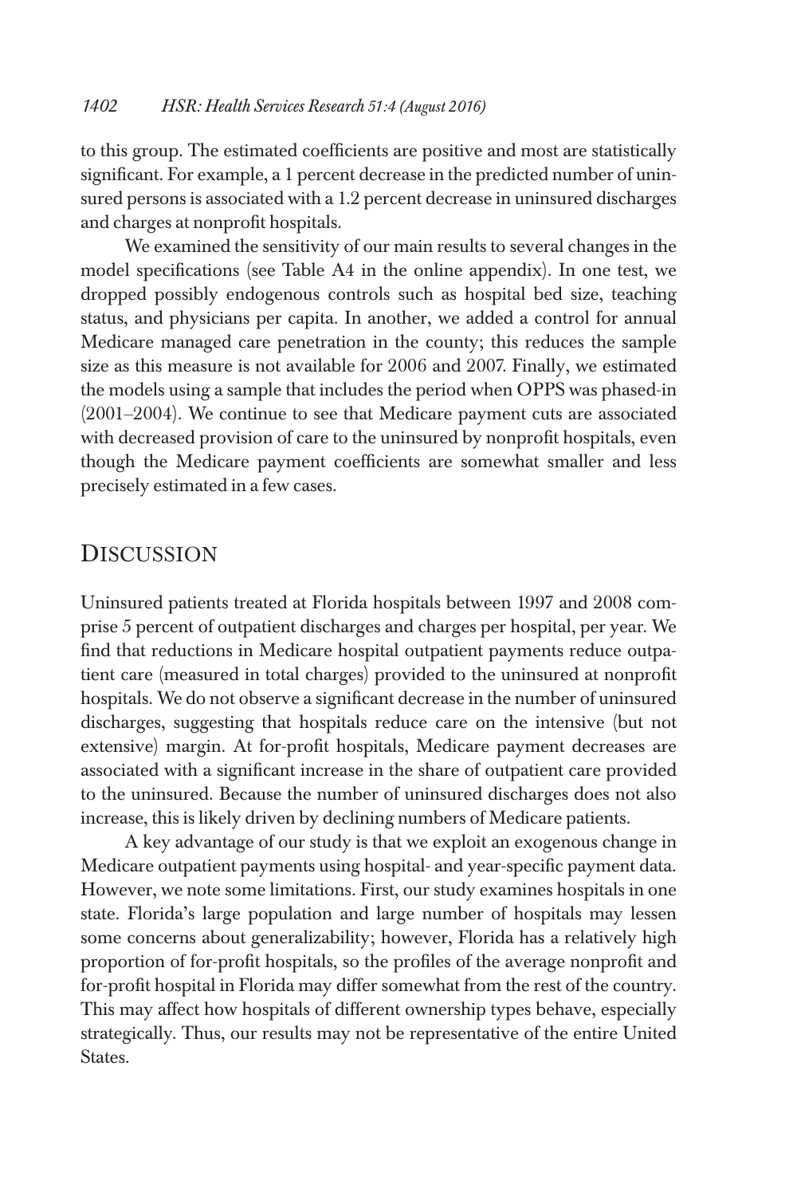to this group. The estimated coefficients are positive and most are statistically significant. For example, a 1 percent decrease in the predicted number of uninsured persons is associated with a 1.2 percent decrease in uninsured discharges and charges at nonprofit hospitals.

We examined the sensitivity of our main results to several changes in the model specifications (see Table A4 in the online appendix). In one test, we dropped possibly endogenous controls such as hospital bed size, teaching status, and physicians per capita. In another, we added a control for annual Medicare managed care penetration in the county; this reduces the sample size as this measure is not available for 2006 and 2007. Finally, we estimated the models using a sample that includes the period when OPPS was phased-in (2001–2004). We continue to see that Medicare payment cuts are associated with decreased provision of care to the uninsured by nonprofit hospitals, even though the Medicare payment coefficients are somewhat smaller and less precisely estimated in a few cases.

## Discussion

Uninsured patients treated at Florida hospitals between 1997 and 2008 comprise 5 percent of outpatient discharges and charges per hospital, per year. We find that reductions in Medicare hospital outpatient payments reduce outpatient care (measured in total charges) provided to the uninsured at nonprofit hospitals. We do not observe a significant decrease in the number of uninsured discharges, suggesting that hospitals reduce care on the intensive (but not extensive) margin. At for-profit hospitals, Medicare payment decreases are associated with a significant increase in the share of outpatient care provided to the uninsured. Because the number of uninsured discharges does not also increase, this is likely driven by declining numbers of Medicare patients.

A key advantage of our study is that we exploit an exogenous change in Medicare outpatient payments using hospital- and year-specific payment data. However, we note some limitations. First, our study examines hospitals in one state. Florida's large population and large number of hospitals may lessen some concerns about generalizability; however, Florida has a relatively high proportion of for-profit hospitals, so the profiles of the average nonprofit and for-profit hospital in Florida may differ somewhat from the rest of the country. This may affect how hospitals of different ownership types behave, especially strategically. Thus, our results may not be representative of the entire United States.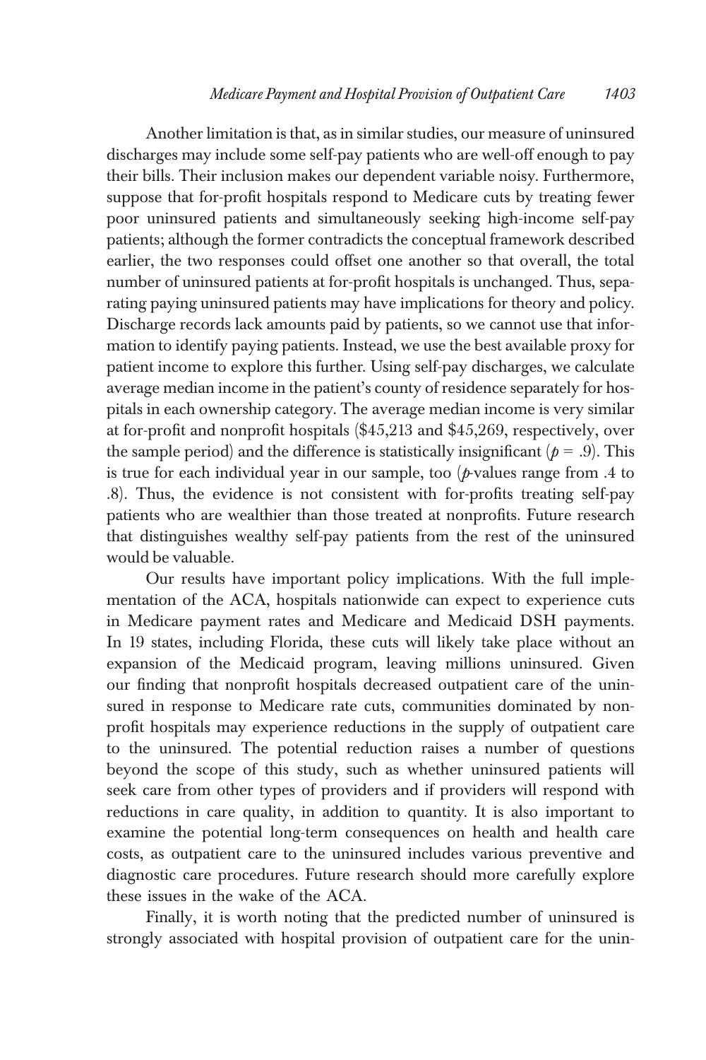Another limitation is that, as in similar studies, our measure of uninsured discharges may include some self-pay patients who are well-off enough to pay their bills. Their inclusion makes our dependent variable noisy. Furthermore, suppose that for-profit hospitals respond to Medicare cuts by treating fewer poor uninsured patients and simultaneously seeking high-income self-pay patients; although the former contradicts the conceptual framework described earlier, the two responses could offset one another so that overall, the total number of uninsured patients at for-profit hospitals is unchanged. Thus, separating paying uninsured patients may have implications for theory and policy. Discharge records lack amounts paid by patients, so we cannot use that information to identify paying patients. Instead, we use the best available proxy for patient income to explore this further. Using self-pay discharges, we calculate average median income in the patient's county of residence separately for hospitals in each ownership category. The average median income is very similar at for-profit and nonprofit hospitals ($45,213 and $45,269, respectively, over the sample period) and the difference is statistically insignificant ($p = .9$). This is true for each individual year in our sample, too ($p$-values range from .4 to .8). Thus, the evidence is not consistent with for-profits treating self-pay patients who are wealthier than those treated at nonprofits. Future research that distinguishes wealthy self-pay patients from the rest of the uninsured would be valuable.

Our results have important policy implications. With the full implementation of the ACA, hospitals nationwide can expect to experience cuts in Medicare payment rates and Medicare and Medicaid DSH payments. In 19 states, including Florida, these cuts will likely take place without an expansion of the Medicaid program, leaving millions uninsured. Given our finding that nonprofit hospitals decreased outpatient care of the uninsured in response to Medicare rate cuts, communities dominated by nonprofit hospitals may experience reductions in the supply of outpatient care to the uninsured. The potential reduction raises a number of questions beyond the scope of this study, such as whether uninsured patients will seek care from other types of providers and if providers will respond with reductions in care quality, in addition to quantity. It is also important to examine the potential long-term consequences on health and health care costs, as outpatient care to the uninsured includes various preventive and diagnostic care procedures. Future research should more carefully explore these issues in the wake of the ACA.

Finally, it is worth noting that the predicted number of uninsured is strongly associated with hospital provision of outpatient care for the unin-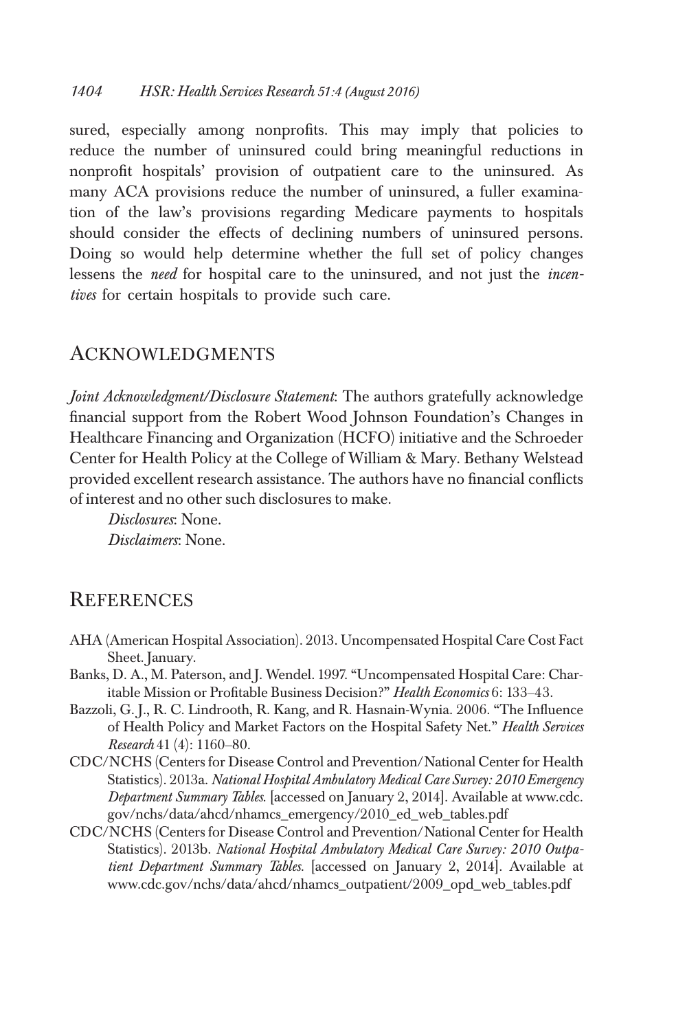sured, especially among nonprofits. This may imply that policies to reduce the number of uninsured could bring meaningful reductions in nonprofit hospitals' provision of outpatient care to the uninsured. As many ACA provisions reduce the number of uninsured, a fuller examination of the law's provisions regarding Medicare payments to hospitals should consider the effects of declining numbers of uninsured persons. Doing so would help determine whether the full set of policy changes lessens the *need* for hospital care to the uninsured, and not just the *incentives* for certain hospitals to provide such care.

## Acknowledgments

*Joint Acknowledgment/Disclosure Statement*: The authors gratefully acknowledge financial support from the Robert Wood Johnson Foundation's Changes in Healthcare Financing and Organization (HCFO) initiative and the Schroeder Center for Health Policy at the College of William & Mary. Bethany Welstead provided excellent research assistance. The authors have no financial conflicts of interest and no other such disclosures to make.

*Disclosures*: None.
*Disclaimers*: None.

## References

AHA (American Hospital Association). 2013. Uncompensated Hospital Care Cost Fact Sheet. January.

Banks, D. A., M. Paterson, and J. Wendel. 1997. "Uncompensated Hospital Care: Charitable Mission or Profitable Business Decision?" *Health Economics* 6: 133–43.

Bazzoli, G. J., R. C. Lindrooth, R. Kang, and R. Hasnain-Wynia. 2006. "The Influence of Health Policy and Market Factors on the Hospital Safety Net." *Health Services Research* 41 (4): 1160–80.

CDC/NCHS (Centers for Disease Control and Prevention/National Center for Health Statistics). 2013a. *National Hospital Ambulatory Medical Care Survey: 2010 Emergency Department Summary Tables.* [accessed on January 2, 2014]. Available at www.cdc.gov/nchs/data/ahcd/nhamcs_emergency/2010_ed_web_tables.pdf

CDC/NCHS (Centers for Disease Control and Prevention/National Center for Health Statistics). 2013b. *National Hospital Ambulatory Medical Care Survey: 2010 Outpatient Department Summary Tables.* [accessed on January 2, 2014]. Available at www.cdc.gov/nchs/data/ahcd/nhamcs_outpatient/2009_opd_web_tables.pdf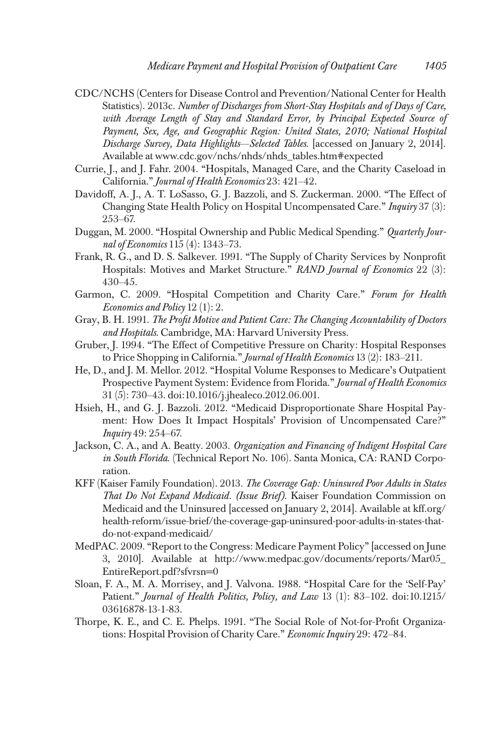CDC/NCHS (Centers for Disease Control and Prevention/National Center for Health Statistics). 2013c. *Number of Discharges from Short-Stay Hospitals and of Days of Care, with Average Length of Stay and Standard Error, by Principal Expected Source of Payment, Sex, Age, and Geographic Region: United States, 2010; National Hospital Discharge Survey, Data Highlights—Selected Tables.* [accessed on January 2, 2014]. Available at www.cdc.gov/nchs/nhds/nhds_tables.htm#expected

Currie, J., and J. Fahr. 2004. "Hospitals, Managed Care, and the Charity Caseload in California." *Journal of Health Economics* 23: 421–42.

Davidoff, A. J., A. T. LoSasso, G. J. Bazzoli, and S. Zuckerman. 2000. "The Effect of Changing State Health Policy on Hospital Uncompensated Care." *Inquiry* 37 (3): 253–67.

Duggan, M. 2000. "Hospital Ownership and Public Medical Spending." *Quarterly Journal of Economics* 115 (4): 1343–73.

Frank, R. G., and D. S. Salkever. 1991. "The Supply of Charity Services by Nonprofit Hospitals: Motives and Market Structure." *RAND Journal of Economics* 22 (3): 430–45.

Garmon, C. 2009. "Hospital Competition and Charity Care." *Forum for Health Economics and Policy* 12 (1): 2.

Gray, B. H. 1991. *The Profit Motive and Patient Care: The Changing Accountability of Doctors and Hospitals.* Cambridge, MA: Harvard University Press.

Gruber, J. 1994. "The Effect of Competitive Pressure on Charity: Hospital Responses to Price Shopping in California." *Journal of Health Economics* 13 (2): 183–211.

He, D., and J. M. Mellor. 2012. "Hospital Volume Responses to Medicare's Outpatient Prospective Payment System: Evidence from Florida." *Journal of Health Economics* 31 (5): 730–43. doi:10.1016/j.jhealeco.2012.06.001.

Hsieh, H., and G. J. Bazzoli. 2012. "Medicaid Disproportionate Share Hospital Payment: How Does It Impact Hospitals' Provision of Uncompensated Care?" *Inquiry* 49: 254–67.

Jackson, C. A., and A. Beatty. 2003. *Organization and Financing of Indigent Hospital Care in South Florida.* (Technical Report No. 106). Santa Monica, CA: RAND Corporation.

KFF (Kaiser Family Foundation). 2013. *The Coverage Gap: Uninsured Poor Adults in States That Do Not Expand Medicaid. (Issue Brief).* Kaiser Foundation Commission on Medicaid and the Uninsured [accessed on January 2, 2014]. Available at kff.org/health-reform/issue-brief/the-coverage-gap-uninsured-poor-adults-in-states-that-do-not-expand-medicaid/

MedPAC. 2009. "Report to the Congress: Medicare Payment Policy" [accessed on June 3, 2010]. Available at http://www.medpac.gov/documents/reports/Mar05_EntireReport.pdf?sfvrsn=0

Sloan, F. A., M. A. Morrisey, and J. Valvona. 1988. "Hospital Care for the 'Self-Pay' Patient." *Journal of Health Politics, Policy, and Law* 13 (1): 83–102. doi:10.1215/03616878-13-1-83.

Thorpe, K. E., and C. E. Phelps. 1991. "The Social Role of Not-for-Profit Organizations: Hospital Provision of Charity Care." *Economic Inquiry* 29: 472–84.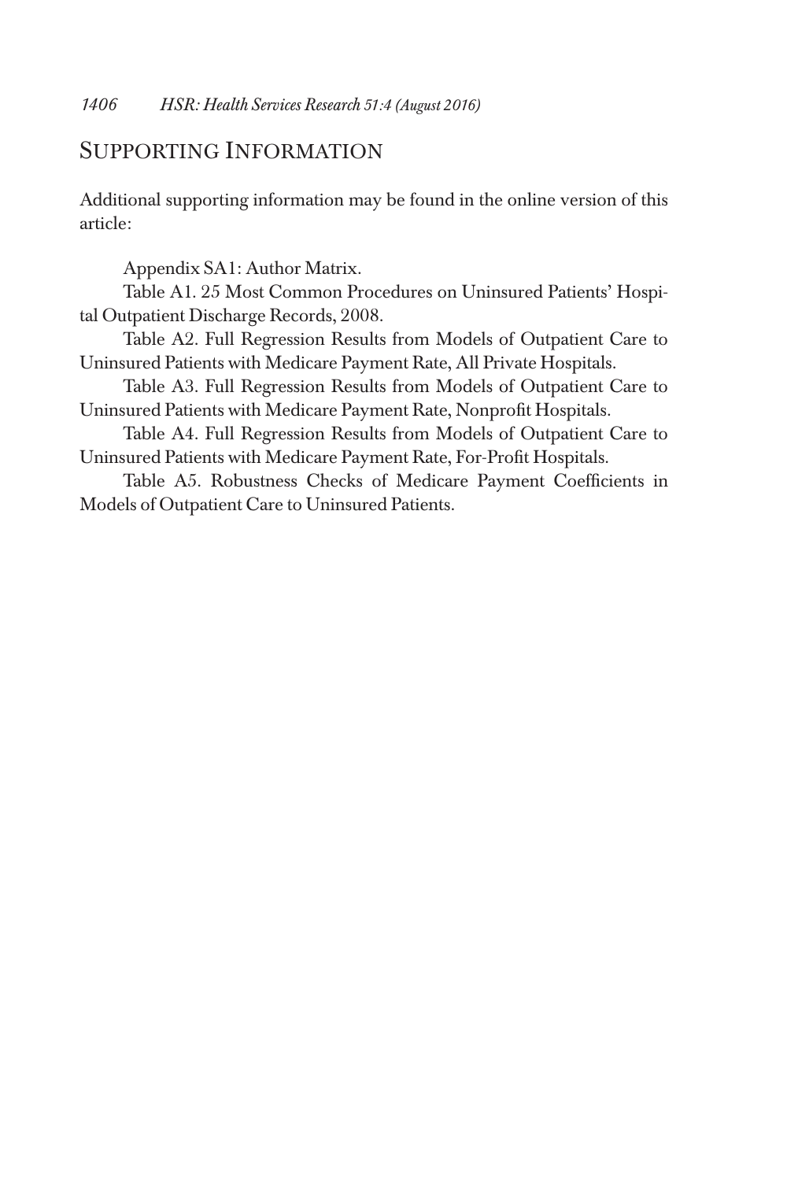## Supporting Information

Additional supporting information may be found in the online version of this article:

Appendix SA1: Author Matrix.

Table A1. 25 Most Common Procedures on Uninsured Patients' Hospital Outpatient Discharge Records, 2008.

Table A2. Full Regression Results from Models of Outpatient Care to Uninsured Patients with Medicare Payment Rate, All Private Hospitals.

Table A3. Full Regression Results from Models of Outpatient Care to Uninsured Patients with Medicare Payment Rate, Nonprofit Hospitals.

Table A4. Full Regression Results from Models of Outpatient Care to Uninsured Patients with Medicare Payment Rate, For-Profit Hospitals.

Table A5. Robustness Checks of Medicare Payment Coefficients in Models of Outpatient Care to Uninsured Patients.